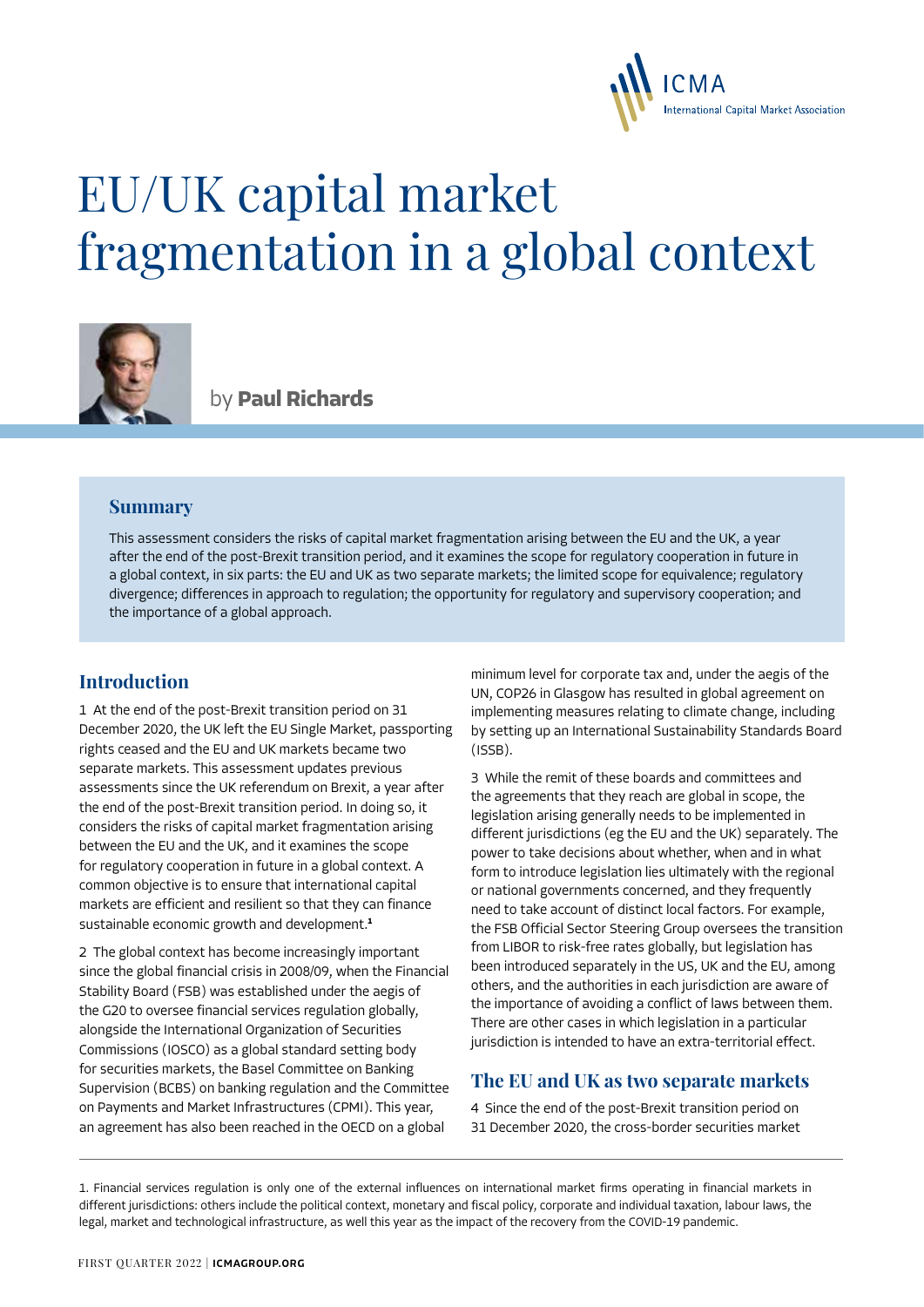# EU/UK capital market fragmentation in a global context

by **Paul Richards**

## Summary

This assessment considers the risks of capital market fragmentation arising between the EU and the UK, a year after the end of the post-Brexit transition period, and it examines the scope for regulatory cooperation in future in a global context, in six parts: the EU and UK as two separate markets; the limited scope for equivalence; regulatory divergence; differences in approach to regulation; the opportunity for regulatory and supervisory cooperation; and the importance of a global approach.

## Introduction

1 At the end of the post-Brexit transition period on 31 December 2020, the UK left the EU Single Market, passporting rights ceased and the EU and UK markets became two separate markets. This assessment updates previous assessments since the UK referendum on Brexit, a year after the end of the post-Brexit transition period. In doing so, it considers the risks of capital market fragmentation arising between the EU and the UK, and it examines the scope for regulatory cooperation in future in a global context. A common objective is to ensure that international capital markets are efficient and resilient so that they can finance sustainable economic growth and development.[1]

2 The global context has become increasingly important since the global financial crisis in 2008/09, when the Financial Stability Board (FSB) was established under the aegis of the G20 to oversee financial services regulation globally, alongside the International Organization of Securities Commissions (IOSCO) as a global standard setting body for securities markets, the Basel Committee on Banking Supervision (BCBS) on banking regulation and the Committee on Payments and Market Infrastructures (CPMI). This year, an agreement has also been reached in the OECD on a global minimum level for corporate tax and, under the aegis of the UN, COP26 in Glasgow has resulted in global agreement on implementing measures relating to climate change, including by setting up an International Sustainability Standards Board (ISSB).

3 While the remit of these boards and committees and the agreements that they reach are global in scope, the legislation arising generally needs to be implemented in different jurisdictions (eg the EU and the UK) separately. The power to take decisions about whether, when and in what form to introduce legislation lies ultimately with the regional or national governments concerned, and they frequently need to take account of distinct local factors. For example, the FSB Official Sector Steering Group oversees the transition from LIBOR to risk-free rates globally, but legislation has been introduced separately in the US, UK and the EU, among others, and the authorities in each jurisdiction are aware of the importance of avoiding a conflict of laws between them. There are other cases in which legislation in a particular jurisdiction is intended to have an extra-territorial effect.

## The EU and UK as two separate markets

4 Since the end of the post-Brexit transition period on 31 December 2020, the cross-border securities market

---

1. Financial services regulation is only one of the external influences on international market firms operating in financial markets in different jurisdictions: others include the political context, monetary and fiscal policy, corporate and individual taxation, labour laws, the legal, market and technological infrastructure, as well this year as the impact of the recovery from the COVID-19 pandemic.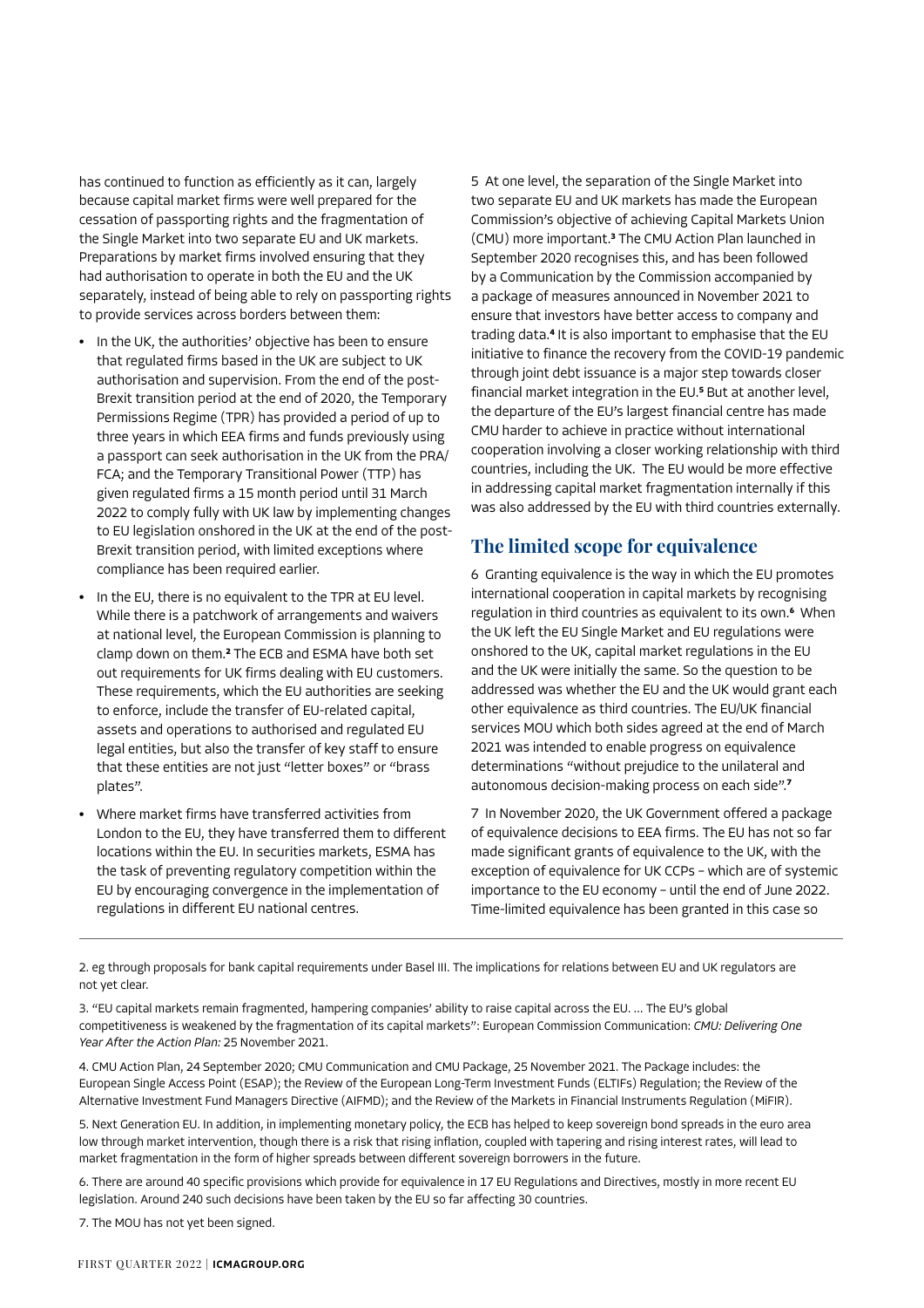has continued to function as efficiently as it can, largely because capital market firms were well prepared for the cessation of passporting rights and the fragmentation of the Single Market into two separate EU and UK markets. Preparations by market firms involved ensuring that they had authorisation to operate in both the EU and the UK separately, instead of being able to rely on passporting rights to provide services across borders between them:

- In the UK, the authorities' objective has been to ensure that regulated firms based in the UK are subject to UK authorisation and supervision. From the end of the post-Brexit transition period at the end of 2020, the Temporary Permissions Regime (TPR) has provided a period of up to three years in which EEA firms and funds previously using a passport can seek authorisation in the UK from the PRA/FCA; and the Temporary Transitional Power (TTP) has given regulated firms a 15 month period until 31 March 2022 to comply fully with UK law by implementing changes to EU legislation onshored in the UK at the end of the post-Brexit transition period, with limited exceptions where compliance has been required earlier.
- In the EU, there is no equivalent to the TPR at EU level. While there is a patchwork of arrangements and waivers at national level, the European Commission is planning to clamp down on them.[2] The ECB and ESMA have both set out requirements for UK firms dealing with EU customers. These requirements, which the EU authorities are seeking to enforce, include the transfer of EU-related capital, assets and operations to authorised and regulated EU legal entities, but also the transfer of key staff to ensure that these entities are not just "letter boxes" or "brass plates".
- Where market firms have transferred activities from London to the EU, they have transferred them to different locations within the EU. In securities markets, ESMA has the task of preventing regulatory competition within the EU by encouraging convergence in the implementation of regulations in different EU national centres.

5 At one level, the separation of the Single Market into two separate EU and UK markets has made the European Commission's objective of achieving Capital Markets Union (CMU) more important.[3] The CMU Action Plan launched in September 2020 recognises this, and has been followed by a Communication by the Commission accompanied by a package of measures announced in November 2021 to ensure that investors have better access to company and trading data.[4] It is also important to emphasise that the EU initiative to finance the recovery from the COVID-19 pandemic through joint debt issuance is a major step towards closer financial market integration in the EU.[5] But at another level, the departure of the EU's largest financial centre has made CMU harder to achieve in practice without international cooperation involving a closer working relationship with third countries, including the UK. The EU would be more effective in addressing capital market fragmentation internally if this was also addressed by the EU with third countries externally.

## The limited scope for equivalence

6 Granting equivalence is the way in which the EU promotes international cooperation in capital markets by recognising regulation in third countries as equivalent to its own.[6] When the UK left the EU Single Market and EU regulations were onshored to the UK, capital market regulations in the EU and the UK were initially the same. So the question to be addressed was whether the EU and the UK would grant each other equivalence as third countries. The EU/UK financial services MOU which both sides agreed at the end of March 2021 was intended to enable progress on equivalence determinations "without prejudice to the unilateral and autonomous decision-making process on each side".[7]

7 In November 2020, the UK Government offered a package of equivalence decisions to EEA firms. The EU has not so far made significant grants of equivalence to the UK, with the exception of equivalence for UK CCPs – which are of systemic importance to the EU economy – until the end of June 2022. Time-limited equivalence has been granted in this case so

---

2. eg through proposals for bank capital requirements under Basel III. The implications for relations between EU and UK regulators are not yet clear.

3. "EU capital markets remain fragmented, hampering companies' ability to raise capital across the EU. … The EU's global competitiveness is weakened by the fragmentation of its capital markets": European Commission Communication: *CMU: Delivering One Year After the Action Plan:* 25 November 2021.

4. CMU Action Plan, 24 September 2020; CMU Communication and CMU Package, 25 November 2021. The Package includes: the European Single Access Point (ESAP); the Review of the European Long-Term Investment Funds (ELTIFs) Regulation; the Review of the Alternative Investment Fund Managers Directive (AIFMD); and the Review of the Markets in Financial Instruments Regulation (MiFIR).

5. Next Generation EU. In addition, in implementing monetary policy, the ECB has helped to keep sovereign bond spreads in the euro area low through market intervention, though there is a risk that rising inflation, coupled with tapering and rising interest rates, will lead to market fragmentation in the form of higher spreads between different sovereign borrowers in the future.

6. There are around 40 specific provisions which provide for equivalence in 17 EU Regulations and Directives, mostly in more recent EU legislation. Around 240 such decisions have been taken by the EU so far affecting 30 countries.

7. The MOU has not yet been signed.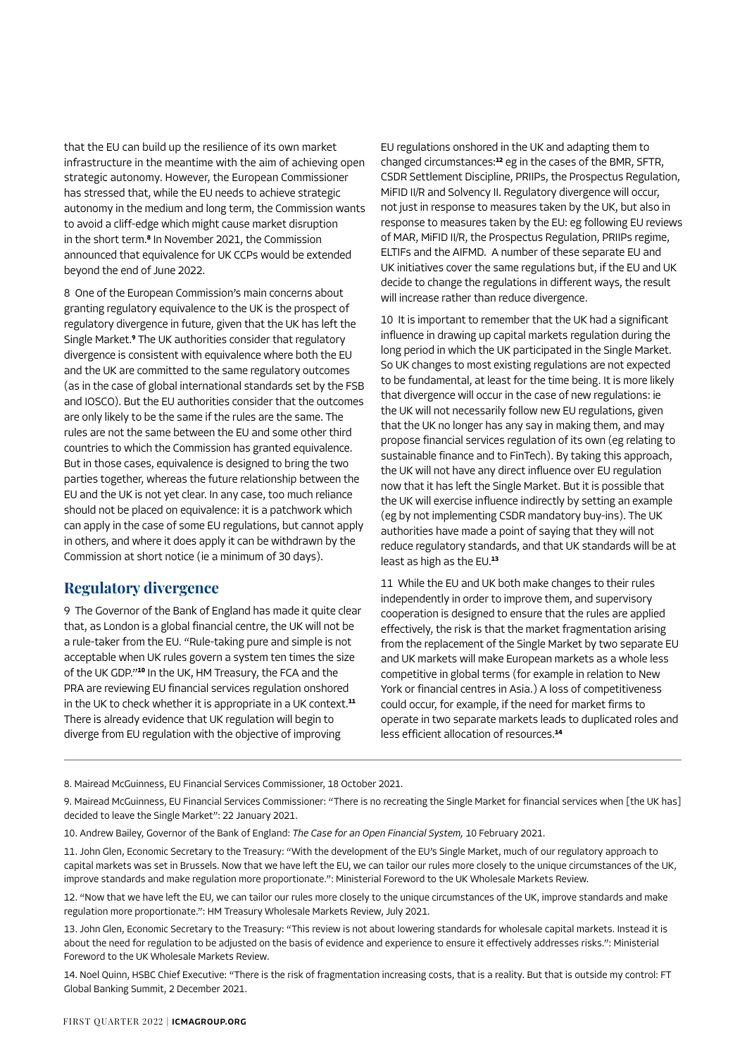that the EU can build up the resilience of its own market infrastructure in the meantime with the aim of achieving open strategic autonomy. However, the European Commissioner has stressed that, while the EU needs to achieve strategic autonomy in the medium and long term, the Commission wants to avoid a cliff-edge which might cause market disruption in the short term.[8] In November 2021, the Commission announced that equivalence for UK CCPs would be extended beyond the end of June 2022.

8 One of the European Commission's main concerns about granting regulatory equivalence to the UK is the prospect of regulatory divergence in future, given that the UK has left the Single Market.[9] The UK authorities consider that regulatory divergence is consistent with equivalence where both the EU and the UK are committed to the same regulatory outcomes (as in the case of global international standards set by the FSB and IOSCO). But the EU authorities consider that the outcomes are only likely to be the same if the rules are the same. The rules are not the same between the EU and some other third countries to which the Commission has granted equivalence. But in those cases, equivalence is designed to bring the two parties together, whereas the future relationship between the EU and the UK is not yet clear. In any case, too much reliance should not be placed on equivalence: it is a patchwork which can apply in the case of some EU regulations, but cannot apply in others, and where it does apply it can be withdrawn by the Commission at short notice (ie a minimum of 30 days).

## Regulatory divergence

9 The Governor of the Bank of England has made it quite clear that, as London is a global financial centre, the UK will not be a rule-taker from the EU. "Rule-taking pure and simple is not acceptable when UK rules govern a system ten times the size of the UK GDP."[10] In the UK, HM Treasury, the FCA and the PRA are reviewing EU financial services regulation onshored in the UK to check whether it is appropriate in a UK context.[11] There is already evidence that UK regulation will begin to diverge from EU regulation with the objective of improving EU regulations onshored in the UK and adapting them to changed circumstances:[12] eg in the cases of the BMR, SFTR, CSDR Settlement Discipline, PRIIPs, the Prospectus Regulation, MiFID II/R and Solvency II. Regulatory divergence will occur, not just in response to measures taken by the UK, but also in response to measures taken by the EU: eg following EU reviews of MAR, MiFID II/R, the Prospectus Regulation, PRIIPs regime, ELTIFs and the AIFMD. A number of these separate EU and UK initiatives cover the same regulations but, if the EU and UK decide to change the regulations in different ways, the result will increase rather than reduce divergence.

10 It is important to remember that the UK had a significant influence in drawing up capital markets regulation during the long period in which the UK participated in the Single Market. So UK changes to most existing regulations are not expected to be fundamental, at least for the time being. It is more likely that divergence will occur in the case of new regulations: ie the UK will not necessarily follow new EU regulations, given that the UK no longer has any say in making them, and may propose financial services regulation of its own (eg relating to sustainable finance and to FinTech). By taking this approach, the UK will not have any direct influence over EU regulation now that it has left the Single Market. But it is possible that the UK will exercise influence indirectly by setting an example (eg by not implementing CSDR mandatory buy-ins). The UK authorities have made a point of saying that they will not reduce regulatory standards, and that UK standards will be at least as high as the EU.[13]

11 While the EU and UK both make changes to their rules independently in order to improve them, and supervisory cooperation is designed to ensure that the rules are applied effectively, the risk is that the market fragmentation arising from the replacement of the Single Market by two separate EU and UK markets will make European markets as a whole less competitive in global terms (for example in relation to New York or financial centres in Asia.) A loss of competitiveness could occur, for example, if the need for market firms to operate in two separate markets leads to duplicated roles and less efficient allocation of resources.[14]

---

8. Mairead McGuinness, EU Financial Services Commissioner, 18 October 2021.

9. Mairead McGuinness, EU Financial Services Commissioner: "There is no recreating the Single Market for financial services when [the UK has] decided to leave the Single Market": 22 January 2021.

10. Andrew Bailey, Governor of the Bank of England: *The Case for an Open Financial System,* 10 February 2021.

11. John Glen, Economic Secretary to the Treasury: "With the development of the EU's Single Market, much of our regulatory approach to capital markets was set in Brussels. Now that we have left the EU, we can tailor our rules more closely to the unique circumstances of the UK, improve standards and make regulation more proportionate.": Ministerial Foreword to the UK Wholesale Markets Review.

12. "Now that we have left the EU, we can tailor our rules more closely to the unique circumstances of the UK, improve standards and make regulation more proportionate.": HM Treasury Wholesale Markets Review, July 2021.

13. John Glen, Economic Secretary to the Treasury: "This review is not about lowering standards for wholesale capital markets. Instead it is about the need for regulation to be adjusted on the basis of evidence and experience to ensure it effectively addresses risks.": Ministerial Foreword to the UK Wholesale Markets Review.

14. Noel Quinn, HSBC Chief Executive: "There is the risk of fragmentation increasing costs, that is a reality. But that is outside my control: FT Global Banking Summit, 2 December 2021.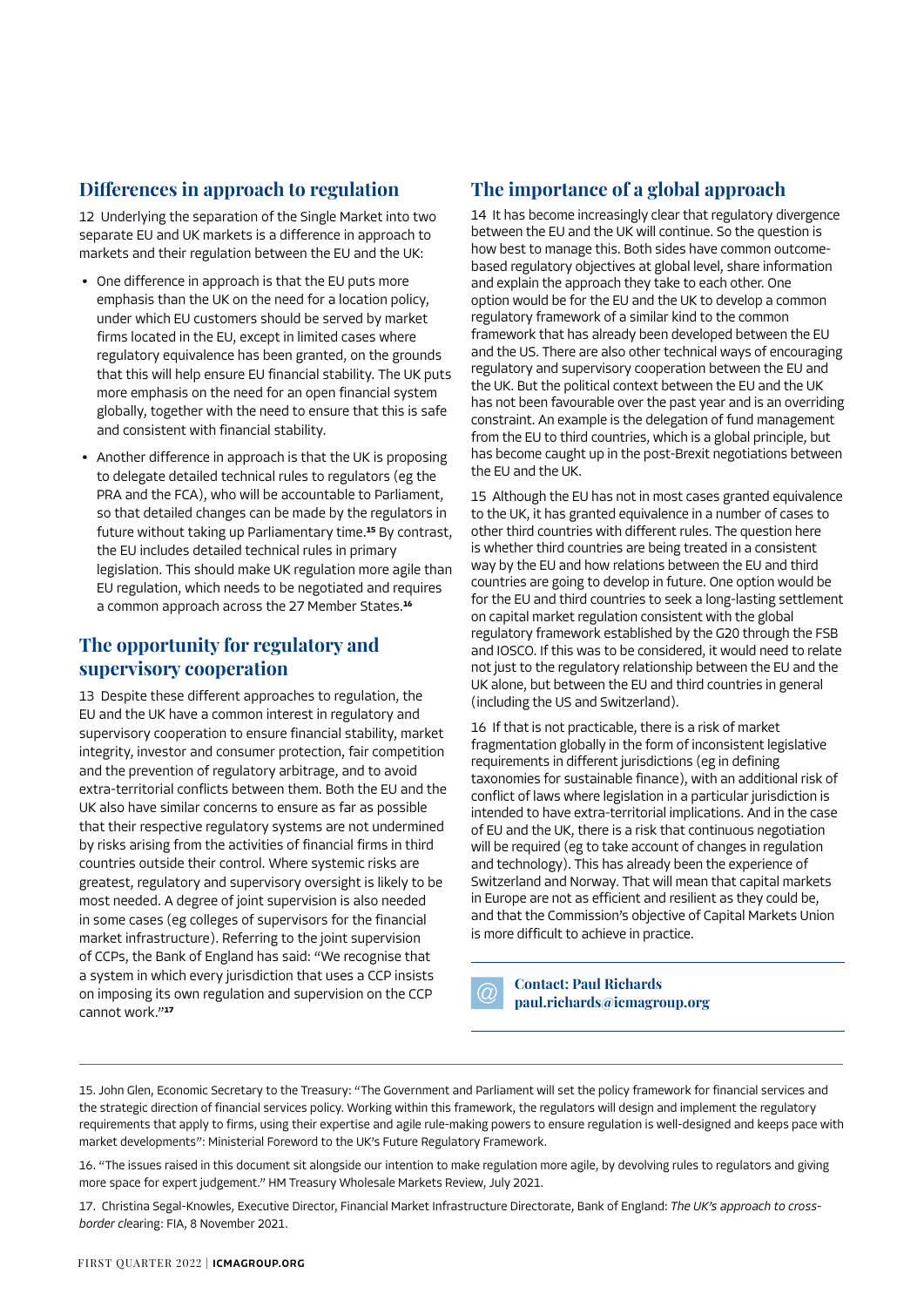## Differences in approach to regulation

12 Underlying the separation of the Single Market into two separate EU and UK markets is a difference in approach to markets and their regulation between the EU and the UK:

- One difference in approach is that the EU puts more emphasis than the UK on the need for a location policy, under which EU customers should be served by market firms located in the EU, except in limited cases where regulatory equivalence has been granted, on the grounds that this will help ensure EU financial stability. The UK puts more emphasis on the need for an open financial system globally, together with the need to ensure that this is safe and consistent with financial stability.
- Another difference in approach is that the UK is proposing to delegate detailed technical rules to regulators (eg the PRA and the FCA), who will be accountable to Parliament, so that detailed changes can be made by the regulators in future without taking up Parliamentary time.[15] By contrast, the EU includes detailed technical rules in primary legislation. This should make UK regulation more agile than EU regulation, which needs to be negotiated and requires a common approach across the 27 Member States.[16]

## The opportunity for regulatory and supervisory cooperation

13 Despite these different approaches to regulation, the EU and the UK have a common interest in regulatory and supervisory cooperation to ensure financial stability, market integrity, investor and consumer protection, fair competition and the prevention of regulatory arbitrage, and to avoid extra-territorial conflicts between them. Both the EU and the UK also have similar concerns to ensure as far as possible that their respective regulatory systems are not undermined by risks arising from the activities of financial firms in third countries outside their control. Where systemic risks are greatest, regulatory and supervisory oversight is likely to be most needed. A degree of joint supervision is also needed in some cases (eg colleges of supervisors for the financial market infrastructure). Referring to the joint supervision of CCPs, the Bank of England has said: "We recognise that a system in which every jurisdiction that uses a CCP insists on imposing its own regulation and supervision on the CCP cannot work."[17]

## The importance of a global approach

14 It has become increasingly clear that regulatory divergence between the EU and the UK will continue. So the question is how best to manage this. Both sides have common outcome-based regulatory objectives at global level, share information and explain the approach they take to each other. One option would be for the EU and the UK to develop a common regulatory framework of a similar kind to the common framework that has already been developed between the EU and the US. There are also other technical ways of encouraging regulatory and supervisory cooperation between the EU and the UK. But the political context between the EU and the UK has not been favourable over the past year and is an overriding constraint. An example is the delegation of fund management from the EU to third countries, which is a global principle, but has become caught up in the post-Brexit negotiations between the EU and the UK.

15 Although the EU has not in most cases granted equivalence to the UK, it has granted equivalence in a number of cases to other third countries with different rules. The question here is whether third countries are being treated in a consistent way by the EU and how relations between the EU and third countries are going to develop in future. One option would be for the EU and third countries to seek a long-lasting settlement on capital market regulation consistent with the global regulatory framework established by the G20 through the FSB and IOSCO. If this was to be considered, it would need to relate not just to the regulatory relationship between the EU and the UK alone, but between the EU and third countries in general (including the US and Switzerland).

16 If that is not practicable, there is a risk of market fragmentation globally in the form of inconsistent legislative requirements in different jurisdictions (eg in defining taxonomies for sustainable finance), with an additional risk of conflict of laws where legislation in a particular jurisdiction is intended to have extra-territorial implications. And in the case of EU and the UK, there is a risk that continuous negotiation will be required (eg to take account of changes in regulation and technology). This has already been the experience of Switzerland and Norway. That will mean that capital markets in Europe are not as efficient and resilient as they could be, and that the Commission's objective of Capital Markets Union is more difficult to achieve in practice.

**Contact: Paul Richards**
**paul.richards@icmagroup.org**

---

15. John Glen, Economic Secretary to the Treasury: "The Government and Parliament will set the policy framework for financial services and the strategic direction of financial services policy. Working within this framework, the regulators will design and implement the regulatory requirements that apply to firms, using their expertise and agile rule-making powers to ensure regulation is well-designed and keeps pace with market developments": Ministerial Foreword to the UK's Future Regulatory Framework.

16. "The issues raised in this document sit alongside our intention to make regulation more agile, by devolving rules to regulators and giving more space for expert judgement." HM Treasury Wholesale Markets Review, July 2021.

17. Christina Segal-Knowles, Executive Director, Financial Market Infrastructure Directorate, Bank of England: *The UK's approach to cross-border clearing*: FIA, 8 November 2021.